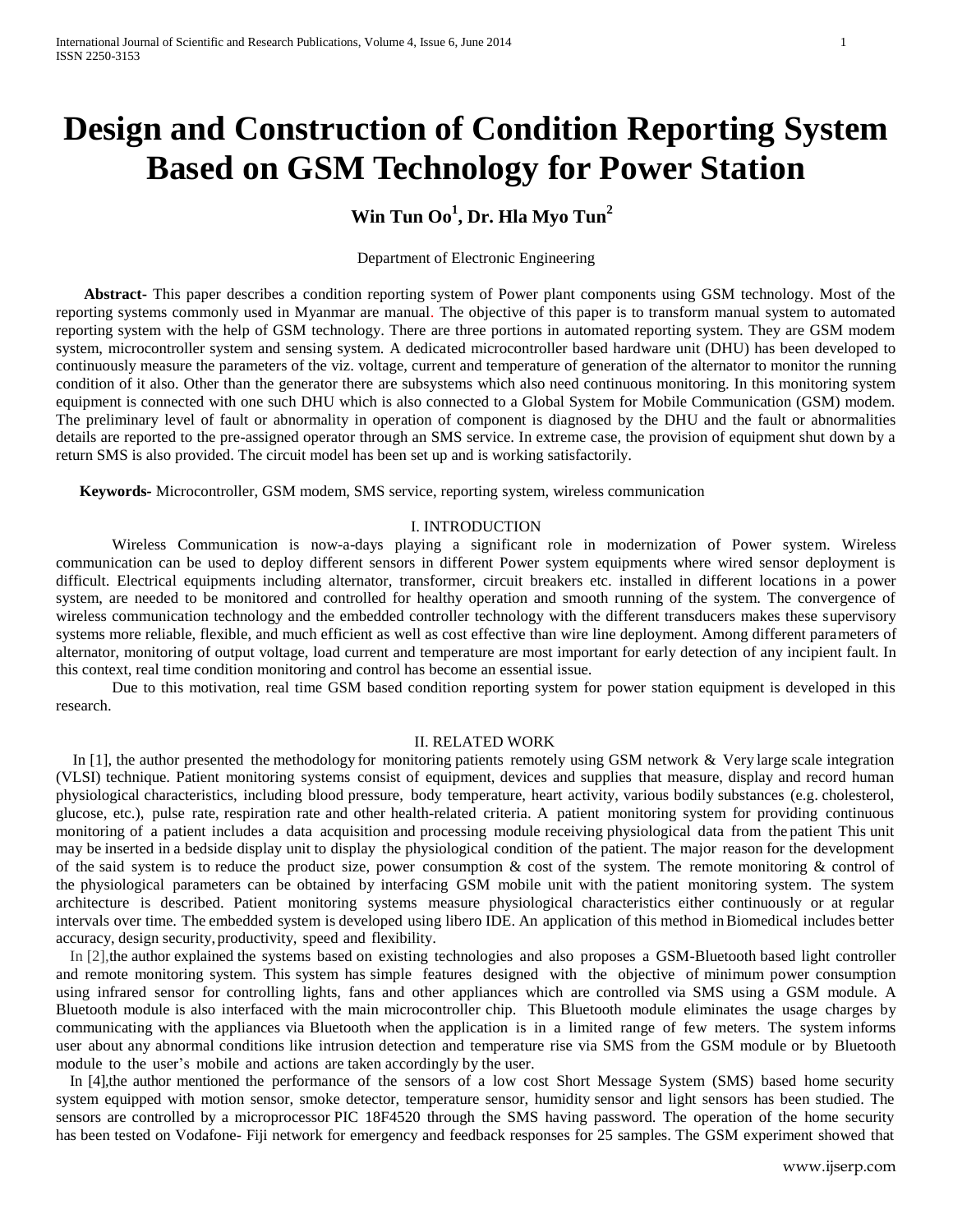# Design and Construction of Condition Reporting System Based on GSM Technology for Power Station

**Win Tun Oo[1], Dr. Hla Myo Tun[2]**

Department of Electronic Engineering

**Abstract-** This paper describes a condition reporting system of Power plant components using GSM technology. Most of the reporting systems commonly used in Myanmar are manual. The objective of this paper is to transform manual system to automated reporting system with the help of GSM technology. There are three portions in automated reporting system. They are GSM modem system, microcontroller system and sensing system. A dedicated microcontroller based hardware unit (DHU) has been developed to continuously measure the parameters of the viz. voltage, current and temperature of generation of the alternator to monitor the running condition of it also. Other than the generator there are subsystems which also need continuous monitoring. In this monitoring system equipment is connected with one such DHU which is also connected to a Global System for Mobile Communication (GSM) modem. The preliminary level of fault or abnormality in operation of component is diagnosed by the DHU and the fault or abnormalities details are reported to the pre-assigned operator through an SMS service. In extreme case, the provision of equipment shut down by a return SMS is also provided. The circuit model has been set up and is working satisfactorily.

**Keywords-** Microcontroller, GSM modem, SMS service, reporting system, wireless communication

## I. INTRODUCTION

Wireless Communication is now-a-days playing a significant role in modernization of Power system. Wireless communication can be used to deploy different sensors in different Power system equipments where wired sensor deployment is difficult. Electrical equipments including alternator, transformer, circuit breakers etc. installed in different locations in a power system, are needed to be monitored and controlled for healthy operation and smooth running of the system. The convergence of wireless communication technology and the embedded controller technology with the different transducers makes these supervisory systems more reliable, flexible, and much efficient as well as cost effective than wire line deployment. Among different parameters of alternator, monitoring of output voltage, load current and temperature are most important for early detection of any incipient fault. In this context, real time condition monitoring and control has become an essential issue.

Due to this motivation, real time GSM based condition reporting system for power station equipment is developed in this research.

## II. RELATED WORK

In [1], the author presented the methodology for monitoring patients remotely using GSM network & Very large scale integration (VLSI) technique. Patient monitoring systems consist of equipment, devices and supplies that measure, display and record human physiological characteristics, including blood pressure, body temperature, heart activity, various bodily substances (e.g. cholesterol, glucose, etc.), pulse rate, respiration rate and other health-related criteria. A patient monitoring system for providing continuous monitoring of a patient includes a data acquisition and processing module receiving physiological data from the patient This unit may be inserted in a bedside display unit to display the physiological condition of the patient. The major reason for the development of the said system is to reduce the product size, power consumption & cost of the system. The remote monitoring & control of the physiological parameters can be obtained by interfacing GSM mobile unit with the patient monitoring system. The system architecture is described. Patient monitoring systems measure physiological characteristics either continuously or at regular intervals over time. The embedded system is developed using libero IDE. An application of this method in Biomedical includes better accuracy, design security, productivity, speed and flexibility.

In [2], the author explained the systems based on existing technologies and also proposes a GSM-Bluetooth based light controller and remote monitoring system. This system has simple features designed with the objective of minimum power consumption using infrared sensor for controlling lights, fans and other appliances which are controlled via SMS using a GSM module. A Bluetooth module is also interfaced with the main microcontroller chip. This Bluetooth module eliminates the usage charges by communicating with the appliances via Bluetooth when the application is in a limited range of few meters. The system informs user about any abnormal conditions like intrusion detection and temperature rise via SMS from the GSM module or by Bluetooth module to the user's mobile and actions are taken accordingly by the user.

In [4], the author mentioned the performance of the sensors of a low cost Short Message System (SMS) based home security system equipped with motion sensor, smoke detector, temperature sensor, humidity sensor and light sensors has been studied. The sensors are controlled by a microprocessor PIC 18F4520 through the SMS having password. The operation of the home security has been tested on Vodafone- Fiji network for emergency and feedback responses for 25 samples. The GSM experiment showed that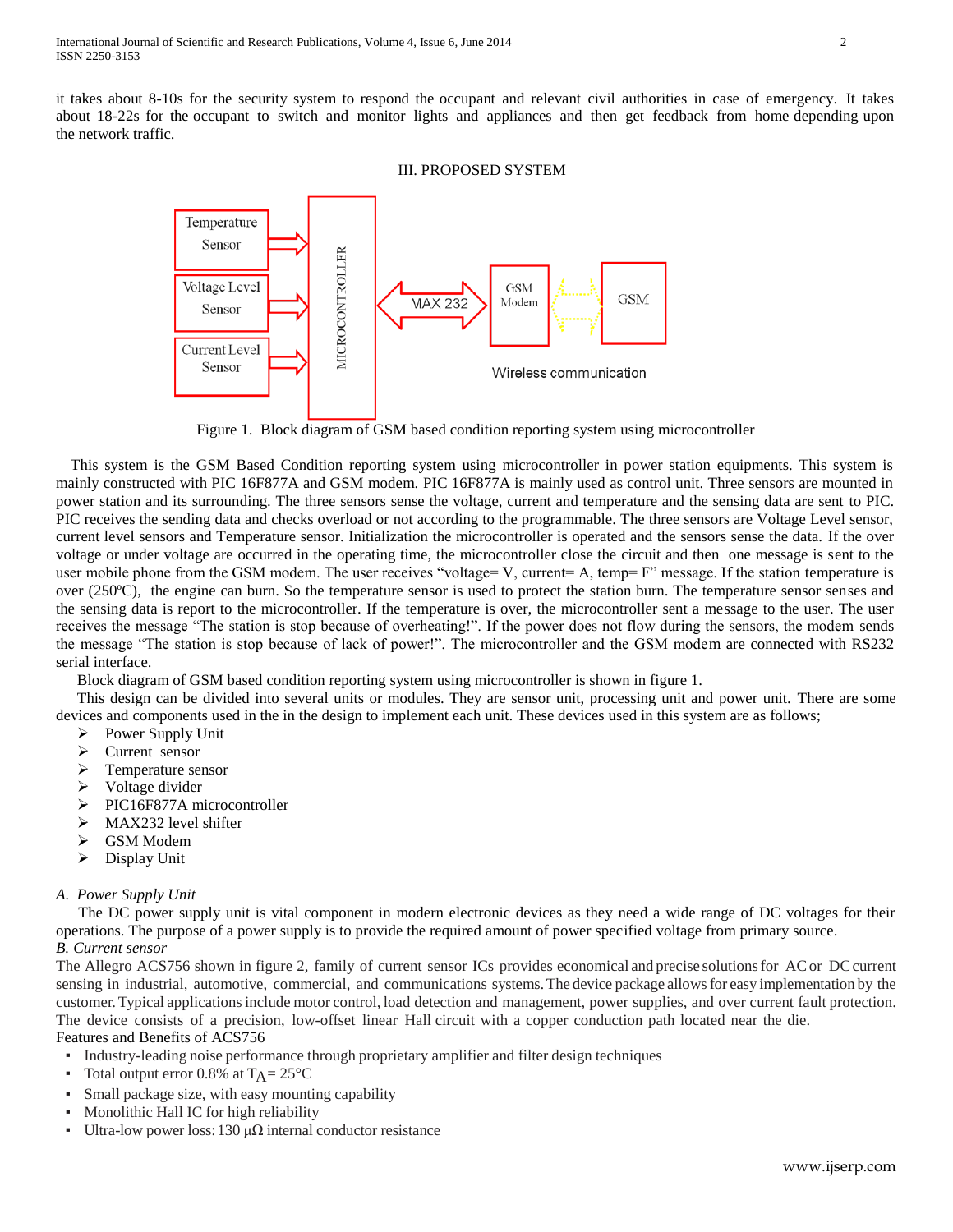it takes about 8-10s for the security system to respond the occupant and relevant civil authorities in case of emergency. It takes about 18-22s for the occupant to switch and monitor lights and appliances and then get feedback from home depending upon the network traffic.

## III. PROPOSED SYSTEM

Temperature Sensor

Voltage Level Sensor

Current Level Sensor

MICROCONTROLLER

MAX 232

GSM Modem

GSM

Wireless communication

Figure 1. Block diagram of GSM based condition reporting system using microcontroller

This system is the GSM Based Condition reporting system using microcontroller in power station equipments. This system is mainly constructed with PIC 16F877A and GSM modem. PIC 16F877A is mainly used as control unit. Three sensors are mounted in power station and its surrounding. The three sensors sense the voltage, current and temperature and the sensing data are sent to PIC. PIC receives the sending data and checks overload or not according to the programmable. The three sensors are Voltage Level sensor, current level sensors and Temperature sensor. Initialization the microcontroller is operated and the sensors sense the data. If the over voltage or under voltage are occurred in the operating time, the microcontroller close the circuit and then one message is sent to the user mobile phone from the GSM modem. The user receives "voltage= V, current= A, temp= F" message. If the station temperature is over (250ºC), the engine can burn. So the temperature sensor is used to protect the station burn. The temperature sensor senses and the sensing data is report to the microcontroller. If the temperature is over, the microcontroller sent a message to the user. The user receives the message "The station is stop because of overheating!". If the power does not flow during the sensors, the modem sends the message "The station is stop because of lack of power!". The microcontroller and the GSM modem are connected with RS232 serial interface.

Block diagram of GSM based condition reporting system using microcontroller is shown in figure 1.

This design can be divided into several units or modules. They are sensor unit, processing unit and power unit. There are some devices and components used in the in the design to implement each unit. These devices used in this system are as follows;

- Power Supply Unit
- Current sensor
- Temperature sensor
- Voltage divider
- PIC16F877A microcontroller
- MAX232 level shifter
- GSM Modem
- Display Unit

### *A. Power Supply Unit*

The DC power supply unit is vital component in modern electronic devices as they need a wide range of DC voltages for their operations. The purpose of a power supply is to provide the required amount of power specified voltage from primary source.

### *B. Current sensor*

The Allegro ACS756 shown in figure 2, family of current sensor ICs provides economical and precise solutions for AC or DC current sensing in industrial, automotive, commercial, and communications systems. The device package allows for easy implementation by the customer. Typical applications include motor control, load detection and management, power supplies, and over current fault protection. The device consists of a precision, low-offset linear Hall circuit with a copper conduction path located near the die.

Features and Benefits of ACS756

- Industry-leading noise performance through proprietary amplifier and filter design techniques
- Total output error 0.8% at $T_A = 25°C$
- Small package size, with easy mounting capability
- Monolithic Hall IC for high reliability
- Ultra-low power loss: 130 μΩ internal conductor resistance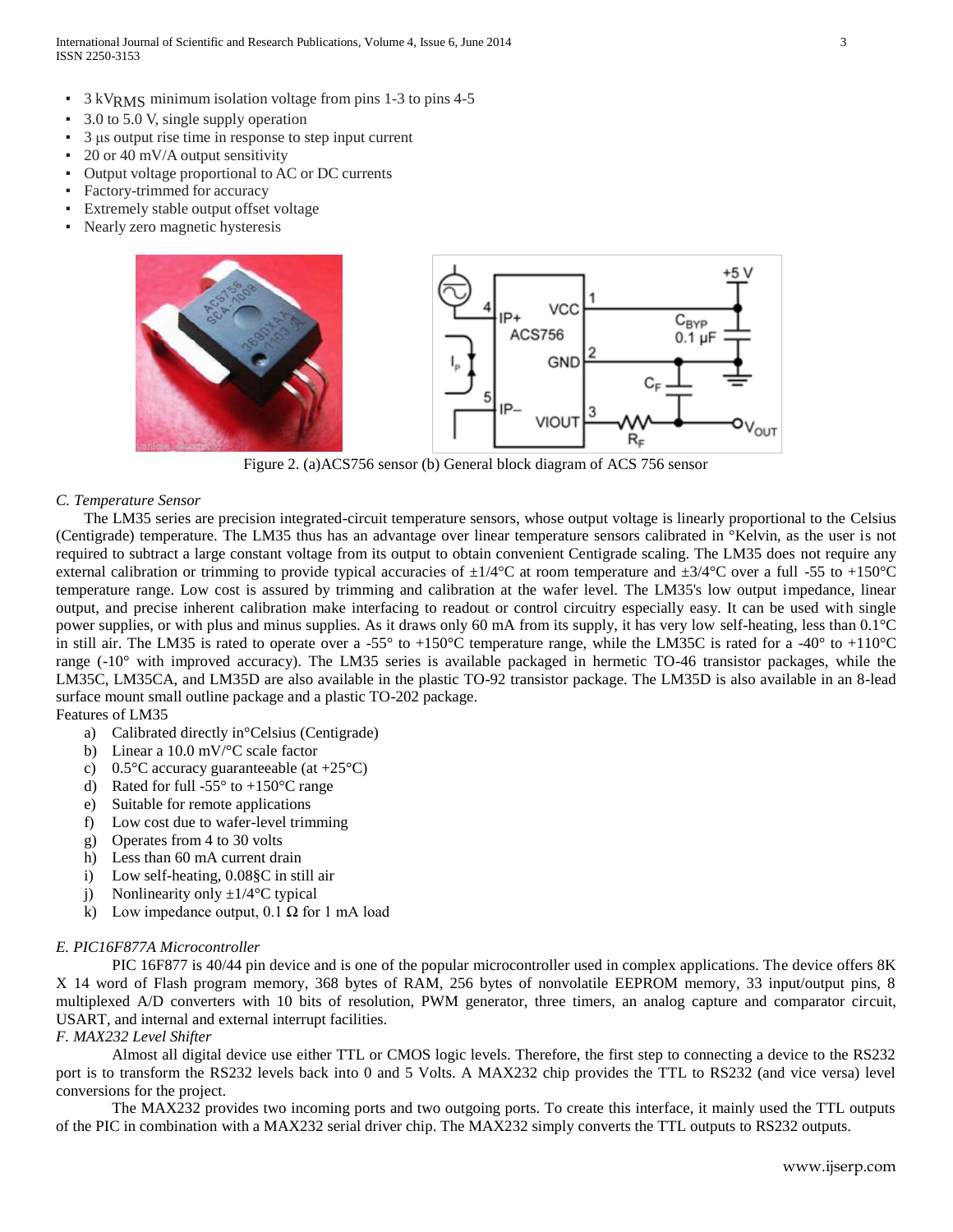- 3 $kV_{RMS}$ minimum isolation voltage from pins 1-3 to pins 4-5
- 3.0 to 5.0 V, single supply operation
- 3 μs output rise time in response to step input current
- 20 or 40 mV/A output sensitivity
- Output voltage proportional to AC or DC currents
- Factory-trimmed for accuracy
- Extremely stable output offset voltage
- Nearly zero magnetic hysteresis

Figure 2. (a)ACS756 sensor (b) General block diagram of ACS 756 sensor

### *C. Temperature Sensor*

The LM35 series are precision integrated-circuit temperature sensors, whose output voltage is linearly proportional to the Celsius (Centigrade) temperature. The LM35 thus has an advantage over linear temperature sensors calibrated in °Kelvin, as the user is not required to subtract a large constant voltage from its output to obtain convenient Centigrade scaling. The LM35 does not require any external calibration or trimming to provide typical accuracies of ±1/4°C at room temperature and ±3/4°C over a full -55 to +150°C temperature range. Low cost is assured by trimming and calibration at the wafer level. The LM35's low output impedance, linear output, and precise inherent calibration make interfacing to readout or control circuitry especially easy. It can be used with single power supplies, or with plus and minus supplies. As it draws only 60 mA from its supply, it has very low self-heating, less than 0.1°C in still air. The LM35 is rated to operate over a -55° to +150°C temperature range, while the LM35C is rated for a -40° to +110°C range (-10° with improved accuracy). The LM35 series is available packaged in hermetic TO-46 transistor packages, while the LM35C, LM35CA, and LM35D are also available in the plastic TO-92 transistor package. The LM35D is also available in an 8-lead surface mount small outline package and a plastic TO-202 package.

Features of LM35

a) Calibrated directly in°Celsius (Centigrade)
b) Linear a 10.0 mV/°C scale factor
c) 0.5°C accuracy guaranteeable (at +25°C)
d) Rated for full -55° to +150°C range
e) Suitable for remote applications
f) Low cost due to wafer-level trimming
g) Operates from 4 to 30 volts
h) Less than 60 mA current drain
i) Low self-heating, 0.08§C in still air
j) Nonlinearity only ±1/4°C typical
k) Low impedance output, 0.1 Ω for 1 mA load

### *E. PIC16F877A Microcontroller*

PIC 16F877 is 40/44 pin device and is one of the popular microcontroller used in complex applications. The device offers 8K X 14 word of Flash program memory, 368 bytes of RAM, 256 bytes of nonvolatile EEPROM memory, 33 input/output pins, 8 multiplexed A/D converters with 10 bits of resolution, PWM generator, three timers, an analog capture and comparator circuit, USART, and internal and external interrupt facilities.

### *F. MAX232 Level Shifter*

Almost all digital device use either TTL or CMOS logic levels. Therefore, the first step to connecting a device to the RS232 port is to transform the RS232 levels back into 0 and 5 Volts. A MAX232 chip provides the TTL to RS232 (and vice versa) level conversions for the project.

The MAX232 provides two incoming ports and two outgoing ports. To create this interface, it mainly used the TTL outputs of the PIC in combination with a MAX232 serial driver chip. The MAX232 simply converts the TTL outputs to RS232 outputs.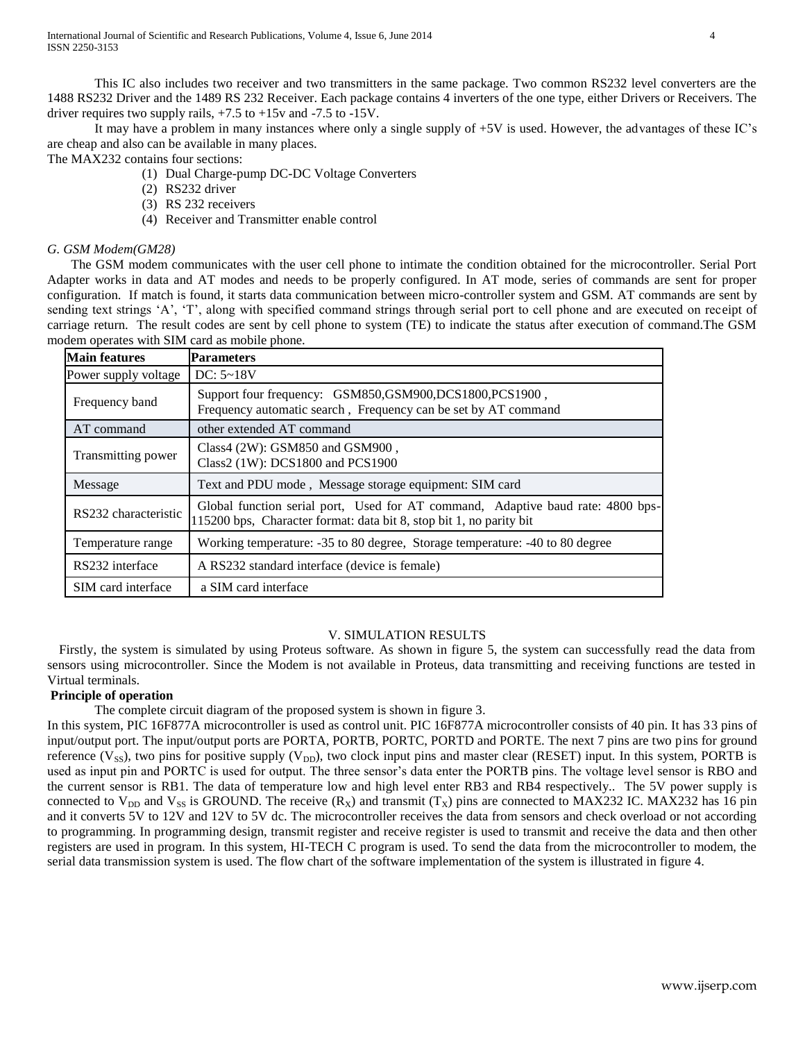This IC also includes two receiver and two transmitters in the same package. Two common RS232 level converters are the 1488 RS232 Driver and the 1489 RS 232 Receiver. Each package contains 4 inverters of the one type, either Drivers or Receivers. The driver requires two supply rails, +7.5 to +15v and -7.5 to -15V.

It may have a problem in many instances where only a single supply of +5V is used. However, the advantages of these IC's are cheap and also can be available in many places.

The MAX232 contains four sections:

1. Dual Charge-pump DC-DC Voltage Converters
2. RS232 driver
3. RS 232 receivers
4. Receiver and Transmitter enable control

### *G. GSM Modem(GM28)*

The GSM modem communicates with the user cell phone to intimate the condition obtained for the microcontroller. Serial Port Adapter works in data and AT modes and needs to be properly configured. In AT mode, series of commands are sent for proper configuration. If match is found, it starts data communication between micro-controller system and GSM. AT commands are sent by sending text strings 'A', 'T', along with specified command strings through serial port to cell phone and are executed on receipt of carriage return. The result codes are sent by cell phone to system (TE) to indicate the status after execution of command.The GSM modem operates with SIM card as mobile phone.

| **Main features** | **Parameters** |
|---|---|
| Power supply voltage | DC: 5~18V |
| Frequency band | Support four frequency: GSM850,GSM900,DCS1800,PCS1900 , Frequency automatic search , Frequency can be set by AT command |
| AT command | other extended AT command |
| Transmitting power | Class4 (2W): GSM850 and GSM900 , Class2 (1W): DCS1800 and PCS1900 |
| Message | Text and PDU mode , Message storage equipment: SIM card |
| RS232 characteristic | Global function serial port, Used for AT command, Adaptive baud rate: 4800 bps-115200 bps, Character format: data bit 8, stop bit 1, no parity bit |
| Temperature range | Working temperature: -35 to 80 degree, Storage temperature: -40 to 80 degree |
| RS232 interface | A RS232 standard interface (device is female) |
| SIM card interface | a SIM card interface |

## V. SIMULATION RESULTS

Firstly, the system is simulated by using Proteus software. As shown in figure 5, the system can successfully read the data from sensors using microcontroller. Since the Modem is not available in Proteus, data transmitting and receiving functions are tested in Virtual terminals.

**Principle of operation**

The complete circuit diagram of the proposed system is shown in figure 3.

In this system, PIC 16F877A microcontroller is used as control unit. PIC 16F877A microcontroller consists of 40 pin. It has 33 pins of input/output port. The input/output ports are PORTA, PORTB, PORTC, PORTD and PORTE. The next 7 pins are two pins for ground reference ($V_{SS}$), two pins for positive supply ($V_{DD}$), two clock input pins and master clear (RESET) input. In this system, PORTB is used as input pin and PORTC is used for output. The three sensor's data enter the PORTB pins. The voltage level sensor is RBO and the current sensor is RB1. The data of temperature low and high level enter RB3 and RB4 respectively.. The 5V power supply is connected to $V_{DD}$ and $V_{SS}$ is GROUND. The receive ($R_X$) and transmit ($T_X$) pins are connected to MAX232 IC. MAX232 has 16 pin and it converts 5V to 12V and 12V to 5V dc. The microcontroller receives the data from sensors and check overload or not according to programming. In programming design, transmit register and receive register is used to transmit and receive the data and then other registers are used in program. In this system, HI-TECH C program is used. To send the data from the microcontroller to modem, the serial data transmission system is used. The flow chart of the software implementation of the system is illustrated in figure 4.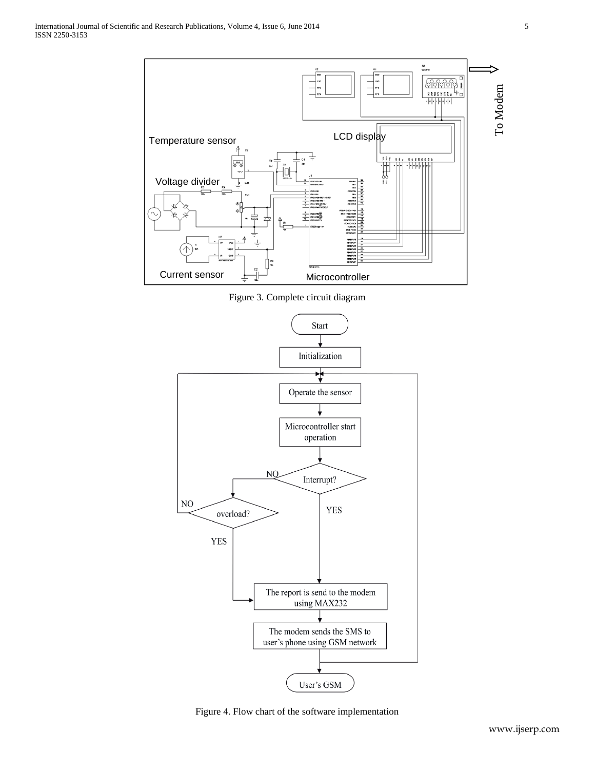Temperature sensor

LCD display

To Modem

Voltage divider

Current sensor

Microcontroller

Figure 3. Complete circuit diagram

Start

Initialization

Operate the sensor

Microcontroller start operation

Interrupt?

NO

YES

overload?

NO

YES

The report is send to the modem using MAX232

The modem sends the SMS to user's phone using GSM network

User's GSM

Figure 4. Flow chart of the software implementation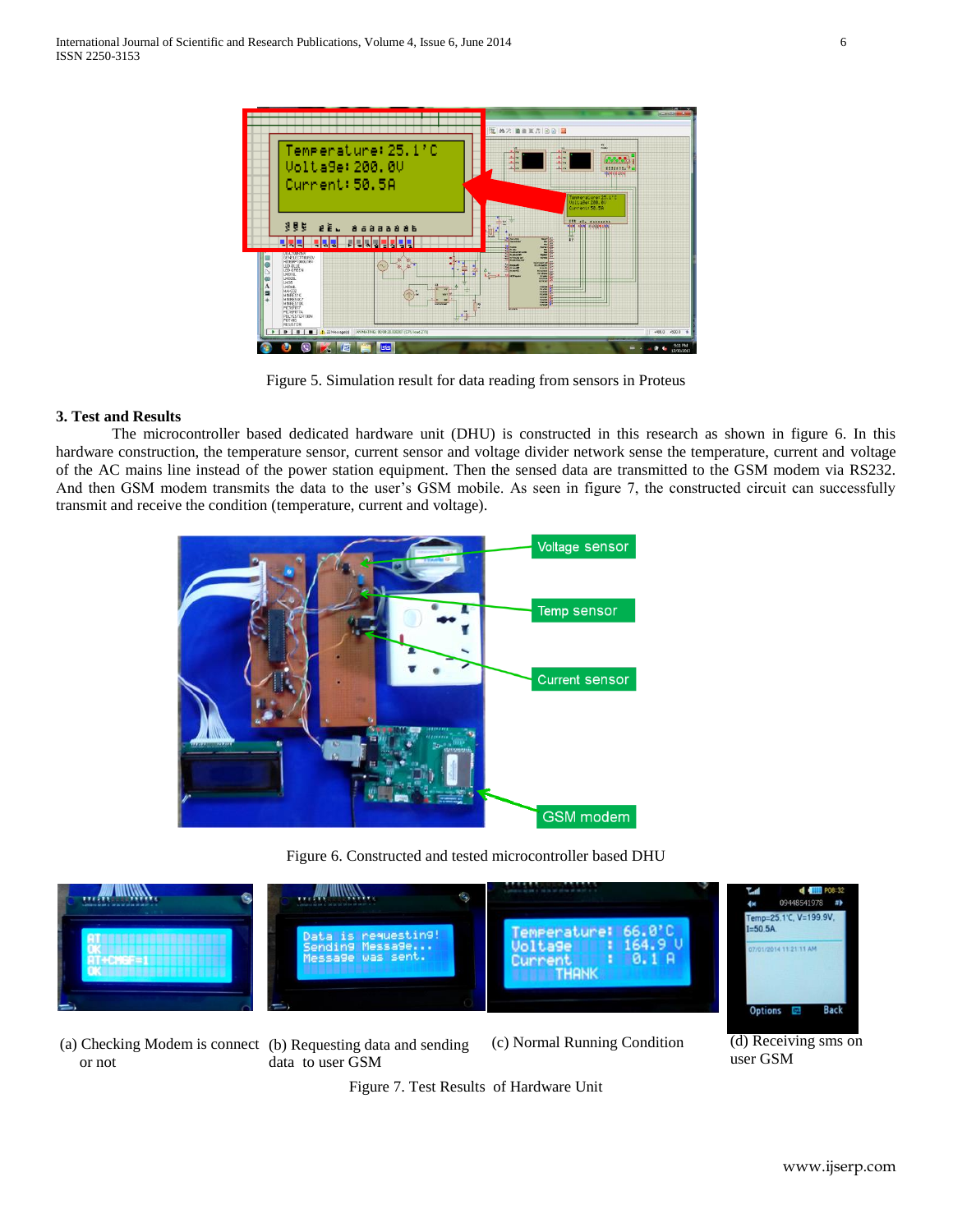Figure 5. Simulation result for data reading from sensors in Proteus

### 3. Test and Results

The microcontroller based dedicated hardware unit (DHU) is constructed in this research as shown in figure 6. In this hardware construction, the temperature sensor, current sensor and voltage divider network sense the temperature, current and voltage of the AC mains line instead of the power station equipment. Then the sensed data are transmitted to the GSM modem via RS232. And then GSM modem transmits the data to the user's GSM mobile. As seen in figure 7, the constructed circuit can successfully transmit and receive the condition (temperature, current and voltage).

Figure 6. Constructed and tested microcontroller based DHU

(a) Checking Modem is connect or not

(b) Requesting data and sending data to user GSM

(c) Normal Running Condition

(d) Receiving sms on user GSM

Figure 7. Test Results of Hardware Unit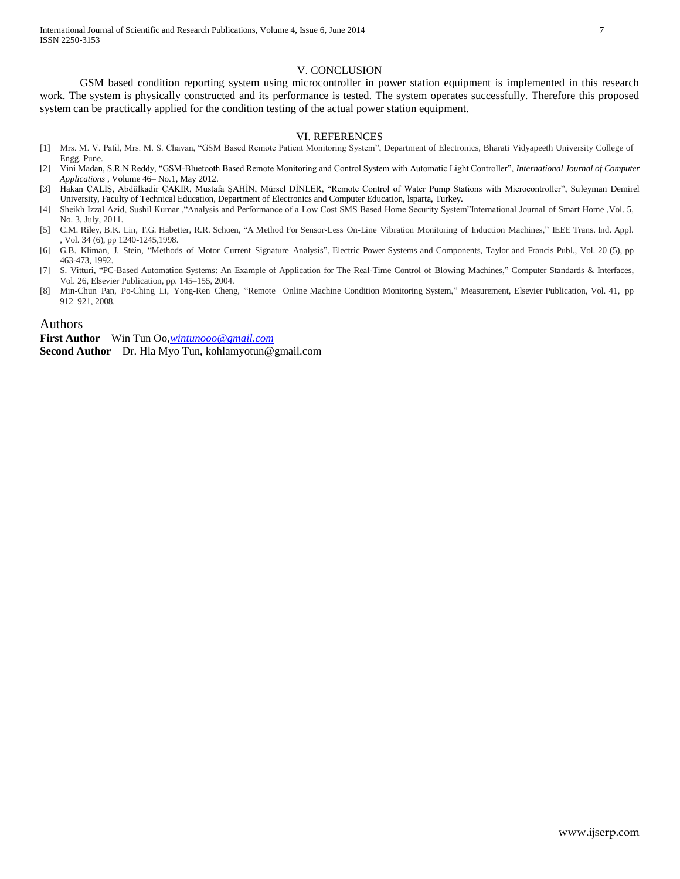## V. CONCLUSION

GSM based condition reporting system using microcontroller in power station equipment is implemented in this research work. The system is physically constructed and its performance is tested. The system operates successfully. Therefore this proposed system can be practically applied for the condition testing of the actual power station equipment.

## VI. REFERENCES

[1] Mrs. M. V. Patil, Mrs. M. S. Chavan, "GSM Based Remote Patient Monitoring System", Department of Electronics, Bharati Vidyapeeth University College of Engg. Pune.

[2] Vini Madan, S.R.N Reddy, "GSM-Bluetooth Based Remote Monitoring and Control System with Automatic Light Controller", *International Journal of Computer Applications* , Volume 46– No.1, May 2012.

[3] Hakan ÇALIŞ, Abdülkadir ÇAKIR, Mustafa ŞAHİN, Mürsel DİNLER, "Remote Control of Water Pump Stations with Microcontroller", Suleyman Demirel University, Faculty of Technical Education, Department of Electronics and Computer Education, lsparta, Turkey.

[4] Sheikh Izzal Azid, Sushil Kumar ,"Analysis and Performance of a Low Cost SMS Based Home Security System"International Journal of Smart Home ,Vol. 5, No. 3, July, 2011.

[5] C.M. Riley, B.K. Lin, T.G. Habetter, R.R. Schoen, "A Method For Sensor-Less On-Line Vibration Monitoring of Induction Machines," IEEE Trans. Ind. Appl. , Vol. 34 (6), pp 1240-1245,1998.

[6] G.B. Kliman, J. Stein, "Methods of Motor Current Signature Analysis", Electric Power Systems and Components, Taylor and Francis Publ., Vol. 20 (5), pp 463-473, 1992.

[7] S. Vitturi, "PC-Based Automation Systems: An Example of Application for The Real-Time Control of Blowing Machines," Computer Standards & Interfaces, Vol. 26, Elsevier Publication, pp. 145–155, 2004.

[8] Min-Chun Pan, Po-Ching Li, Yong-Ren Cheng, "Remote Online Machine Condition Monitoring System," Measurement, Elsevier Publication, Vol. 41, pp 912–921, 2008.

## Authors

**First Author** – Win Tun Oo,*wintunooo@gmail.com*

**Second Author** – Dr. Hla Myo Tun, kohlamyotun@gmail.com